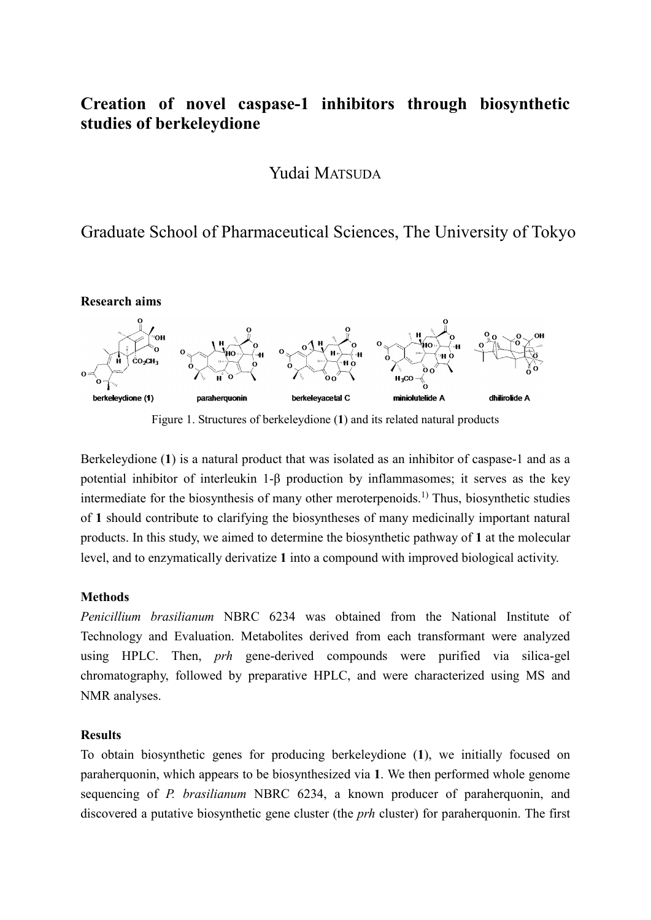# Creation of novel caspase-1 inhibitors through biosynthetic studies of berkeleydione

Yudai MATSUDA

Graduate School of Pharmaceutical Sciences, The University of Tokyo

**Research aims**

Figure 1. Structures of berkeleydione (**1**) and its related natural products

Berkeleydione (**1**) is a natural product that was isolated as an inhibitor of caspase-1 and as a potential inhibitor of interleukin 1-β production by inflammasomes; it serves as the key intermediate for the biosynthesis of many other meroterpenoids.[1)] Thus, biosynthetic studies of **1** should contribute to clarifying the biosyntheses of many medicinally important natural products. In this study, we aimed to determine the biosynthetic pathway of **1** at the molecular level, and to enzymatically derivatize **1** into a compound with improved biological activity.

**Methods**

*Penicillium brasilianum* NBRC 6234 was obtained from the National Institute of Technology and Evaluation. Metabolites derived from each transformant were analyzed using HPLC. Then, *prh* gene-derived compounds were purified via silica-gel chromatography, followed by preparative HPLC, and were characterized using MS and NMR analyses.

**Results**

To obtain biosynthetic genes for producing berkeleydione (**1**), we initially focused on paraherquonin, which appears to be biosynthesized via **1**. We then performed whole genome sequencing of *P. brasilianum* NBRC 6234, a known producer of paraherquonin, and discovered a putative biosynthetic gene cluster (the *prh* cluster) for paraherquonin. The first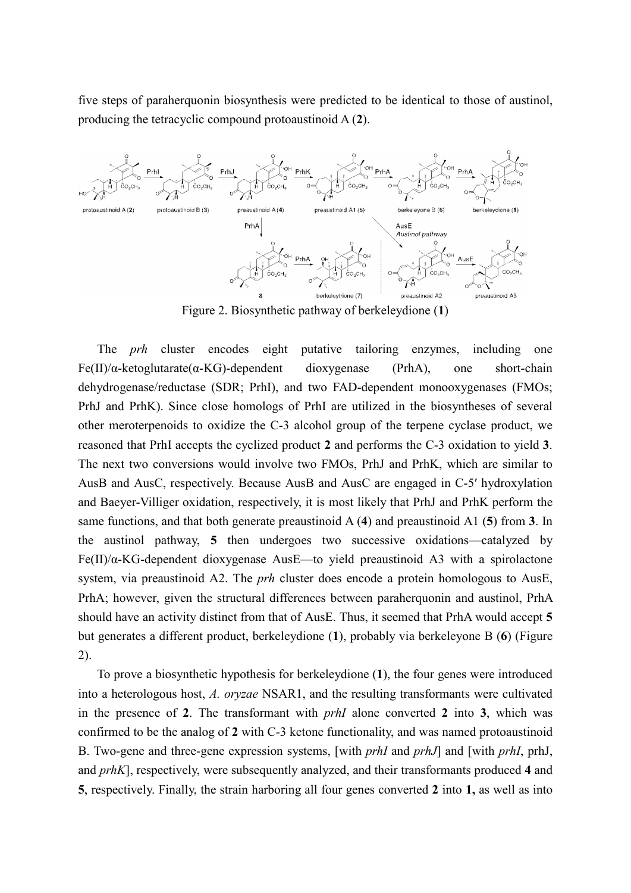five steps of paraherquonin biosynthesis were predicted to be identical to those of austinol, producing the tetracyclic compound protoaustinoid A (**2**).

Figure 2. Biosynthetic pathway of berkeleydione (**1**)

The *prh* cluster encodes eight putative tailoring enzymes, including one Fe(II)/α-ketoglutarate(α-KG)-dependent dioxygenase (PrhA), one short-chain dehydrogenase/reductase (SDR; PrhI), and two FAD-dependent monooxygenases (FMOs; PrhJ and PrhK). Since close homologs of PrhI are utilized in the biosyntheses of several other meroterpenoids to oxidize the C-3 alcohol group of the terpene cyclase product, we reasoned that PrhI accepts the cyclized product **2** and performs the C-3 oxidation to yield **3**. The next two conversions would involve two FMOs, PrhJ and PrhK, which are similar to AusB and AusC, respectively. Because AusB and AusC are engaged in C-5′ hydroxylation and Baeyer-Villiger oxidation, respectively, it is most likely that PrhJ and PrhK perform the same functions, and that both generate preaustinoid A (**4**) and preaustinoid A1 (**5**) from **3**. In the austinol pathway, **5** then undergoes two successive oxidations—catalyzed by Fe(II)/α-KG-dependent dioxygenase AusE—to yield preaustinoid A3 with a spirolactone system, via preaustinoid A2. The *prh* cluster does encode a protein homologous to AusE, PrhA; however, given the structural differences between paraherquonin and austinol, PrhA should have an activity distinct from that of AusE. Thus, it seemed that PrhA would accept **5** but generates a different product, berkeleydione (**1**), probably via berkeleyone B (**6**) (Figure 2).

To prove a biosynthetic hypothesis for berkeleydione (**1**), the four genes were introduced into a heterologous host, *A. oryzae* NSAR1, and the resulting transformants were cultivated in the presence of **2**. The transformant with *prhI* alone converted **2** into **3**, which was confirmed to be the analog of **2** with C-3 ketone functionality, and was named protoaustinoid B. Two-gene and three-gene expression systems, [with *prhI* and *prhJ*] and [with *prhI*, prhJ, and *prhK*], respectively, were subsequently analyzed, and their transformants produced **4** and **5**, respectively. Finally, the strain harboring all four genes converted **2** into **1,** as well as into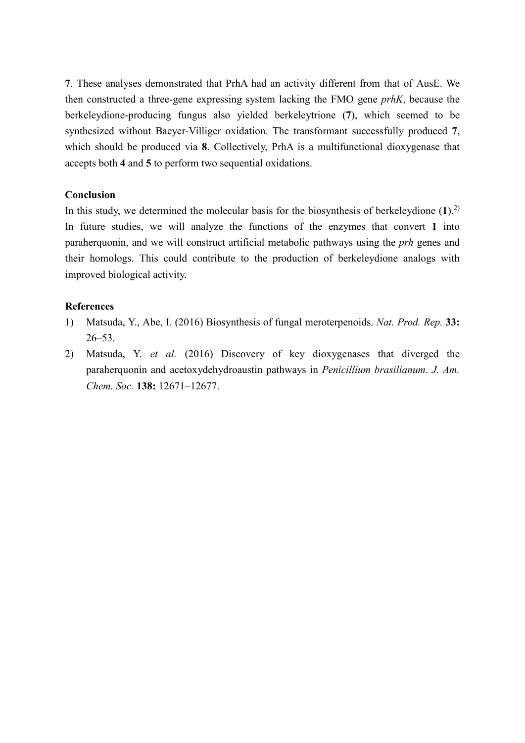**7**. These analyses demonstrated that PrhA had an activity different from that of AusE. We then constructed a three-gene expressing system lacking the FMO gene *prhK*, because the berkeleydione-producing fungus also yielded berkeleytrione (**7**), which seemed to be synthesized without Baeyer-Villiger oxidation. The transformant successfully produced **7**, which should be produced via **8**. Collectively, PrhA is a multifunctional dioxygenase that accepts both **4** and **5** to perform two sequential oxidations.

## Conclusion

In this study, we determined the molecular basis for the biosynthesis of berkeleydione (**1**).[2) ] In future studies, we will analyze the functions of the enzymes that convert **1** into paraherquonin, and we will construct artificial metabolic pathways using the *prh* genes and their homologs. This could contribute to the production of berkeleydione analogs with improved biological activity.

## References

1) Matsuda, Y., Abe, I. (2016) Biosynthesis of fungal meroterpenoids. *Nat. Prod. Rep.* **33:** 26–53.
2) Matsuda, Y. *et al.* (2016) Discovery of key dioxygenases that diverged the paraherquonin and acetoxydehydroaustin pathways in *Penicillium brasilianum*. *J. Am. Chem. Soc.* **138:** 12671–12677.